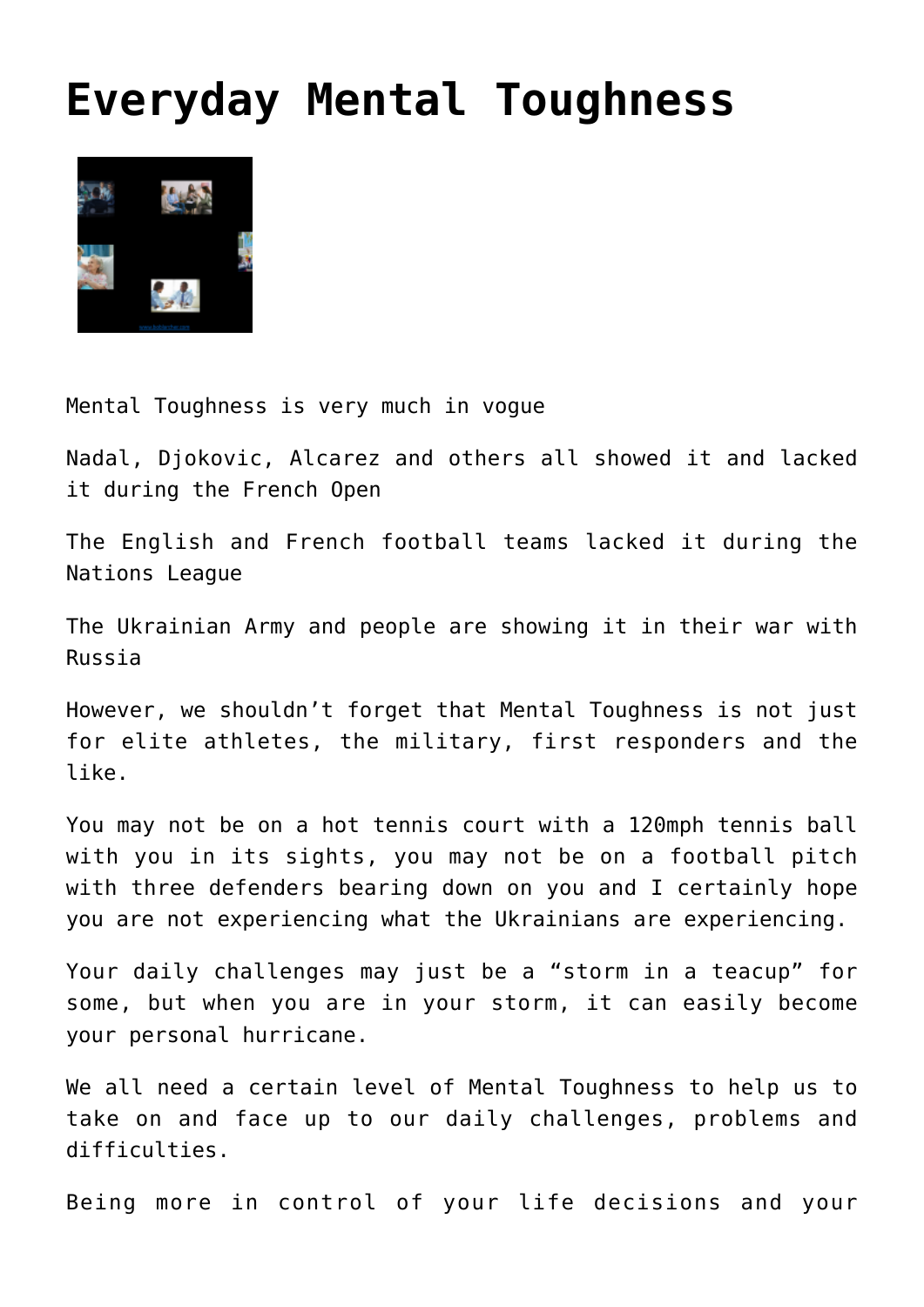# Everyday Mental Toughness

Mental Toughness is very much in vogue

Nadal, Djokovic, Alcarez and others all showed it and lacked it during the French Open

The English and French football teams lacked it during the Nations League

The Ukrainian Army and people are showing it in their war with Russia

However, we shouldn't forget that Mental Toughness is not just for elite athletes, the military, first responders and the like.

You may not be on a hot tennis court with a 120mph tennis ball with you in its sights, you may not be on a football pitch with three defenders bearing down on you and I certainly hope you are not experiencing what the Ukrainians are experiencing.

Your daily challenges may just be a "storm in a teacup" for some, but when you are in your storm, it can easily become your personal hurricane.

We all need a certain level of Mental Toughness to help us to take on and face up to our daily challenges, problems and difficulties.

Being more in control of your life decisions and your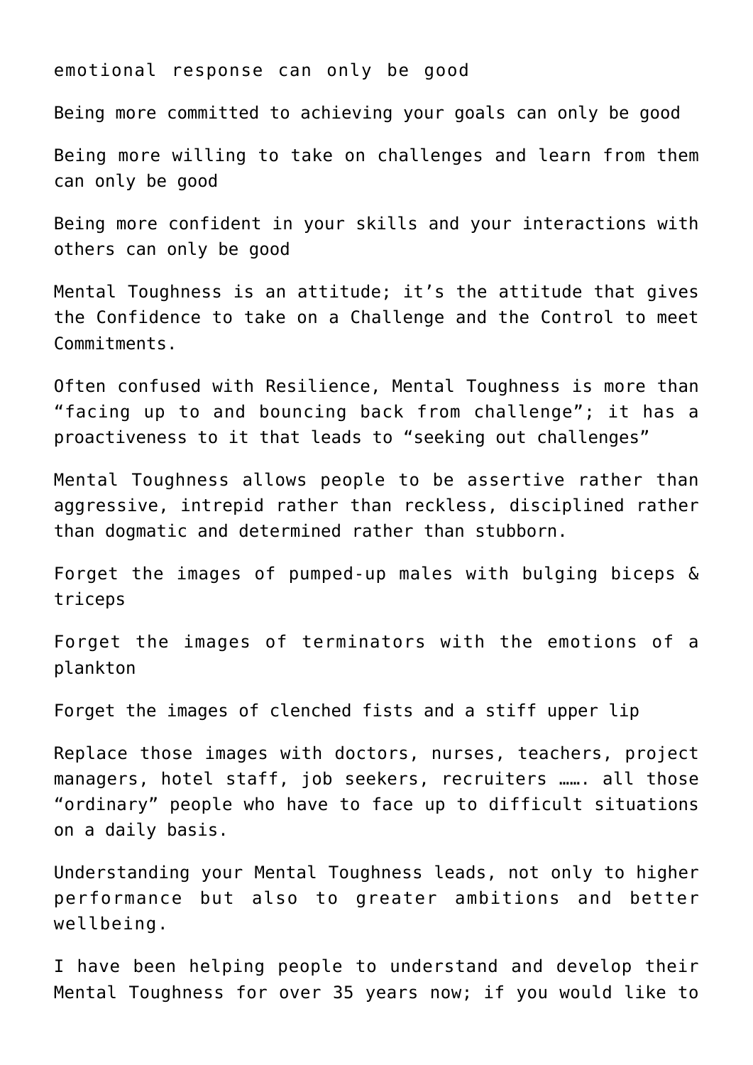emotional response can only be good

Being more committed to achieving your goals can only be good

Being more willing to take on challenges and learn from them can only be good

Being more confident in your skills and your interactions with others can only be good

Mental Toughness is an attitude; it's the attitude that gives the Confidence to take on a Challenge and the Control to meet Commitments.

Often confused with Resilience, Mental Toughness is more than "facing up to and bouncing back from challenge"; it has a proactiveness to it that leads to "seeking out challenges"

Mental Toughness allows people to be assertive rather than aggressive, intrepid rather than reckless, disciplined rather than dogmatic and determined rather than stubborn.

Forget the images of pumped-up males with bulging biceps & triceps

Forget the images of terminators with the emotions of a plankton

Forget the images of clenched fists and a stiff upper lip

Replace those images with doctors, nurses, teachers, project managers, hotel staff, job seekers, recruiters ……. all those "ordinary" people who have to face up to difficult situations on a daily basis.

Understanding your Mental Toughness leads, not only to higher performance but also to greater ambitions and better wellbeing.

I have been helping people to understand and develop their Mental Toughness for over 35 years now; if you would like to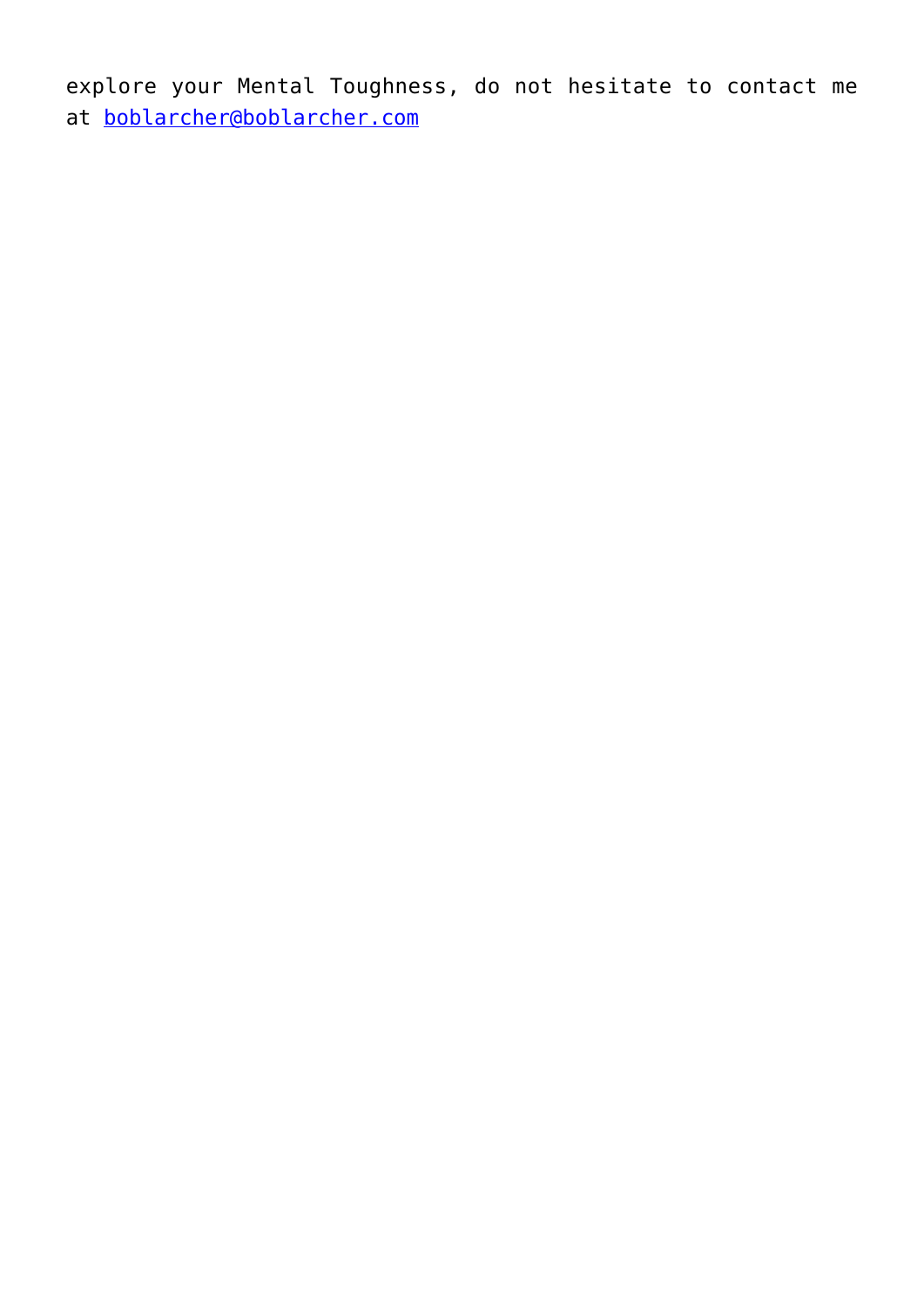explore your Mental Toughness, do not hesitate to contact me at [boblarcher@boblarcher.com](mailto:boblarcher@boblarcher.com)